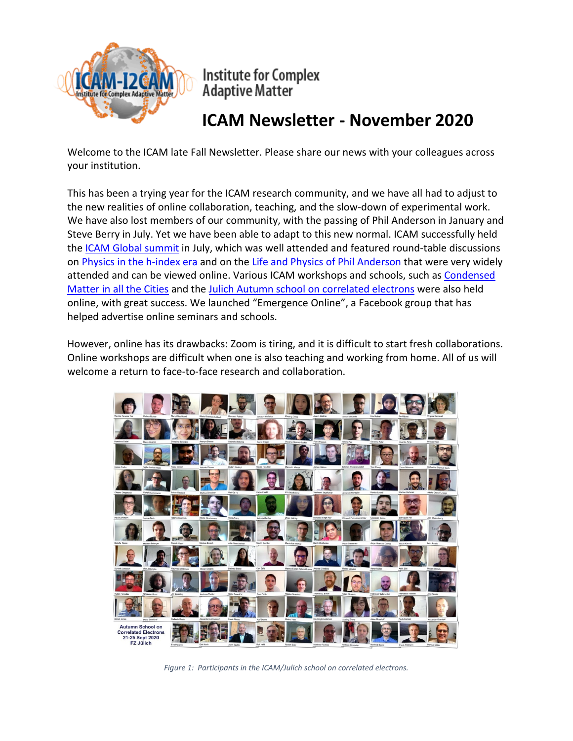Institute for Complex Adaptive Matter

# ICAM Newsletter - November 2020

Welcome to the ICAM late Fall Newsletter. Please share our news with your colleagues across your institution.

This has been a trying year for the ICAM research community, and we have all had to adjust to the new realities of online collaboration, teaching, and the slow-down of experimental work. We have also lost members of our community, with the passing of Phil Anderson in January and Steve Berry in July. Yet we have been able to adapt to this new normal. ICAM successfully held the ICAM Global summit in July, which was well attended and featured round-table discussions on Physics in the h-index era and on the Life and Physics of Phil Anderson that were very widely attended and can be viewed online. Various ICAM workshops and schools, such as Condensed Matter in all the Cities and the Julich Autumn school on correlated electrons were also held online, with great success. We launched "Emergence Online", a Facebook group that has helped advertise online seminars and schools.

However, online has its drawbacks: Zoom is tiring, and it is difficult to start fresh collaborations. Online workshops are difficult when one is also teaching and working from home. All of us will welcome a return to face-to-face research and collaboration.

*Figure 1: Participants in the ICAM/Julich school on correlated electrons.*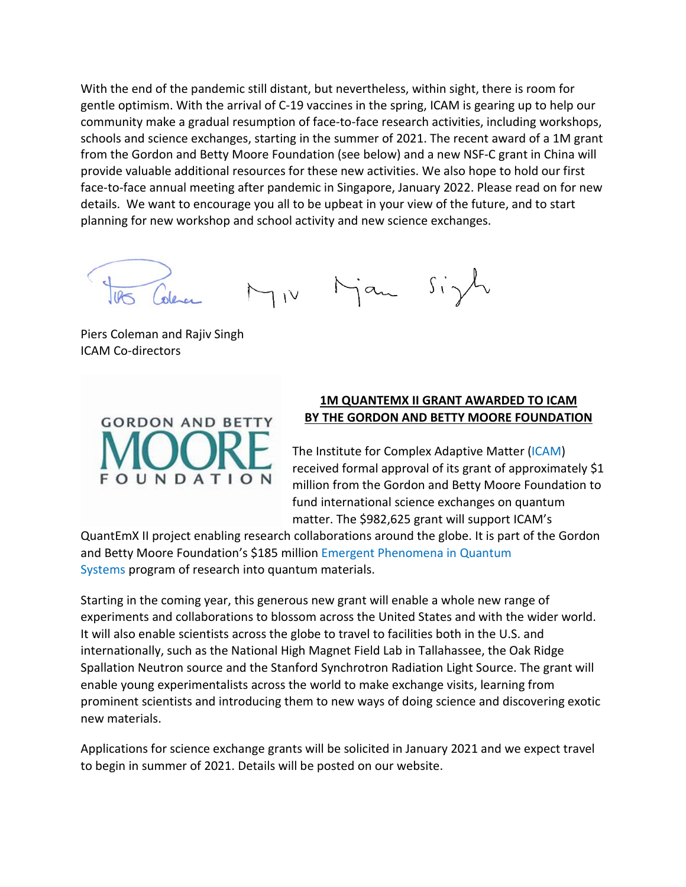With the end of the pandemic still distant, but nevertheless, within sight, there is room for gentle optimism. With the arrival of C-19 vaccines in the spring, ICAM is gearing up to help our community make a gradual resumption of face-to-face research activities, including workshops, schools and science exchanges, starting in the summer of 2021. The recent award of a 1M grant from the Gordon and Betty Moore Foundation (see below) and a new NSF-C grant in China will provide valuable additional resources for these new activities. We also hope to hold our first face-to-face annual meeting after pandemic in Singapore, January 2022. Please read on for new details. We want to encourage you all to be upbeat in your view of the future, and to start planning for new workshop and school activity and new science exchanges.

Piers Coleman and Rajiv Singh
ICAM Co-directors

## 1M QUANTEMX II GRANT AWARDED TO ICAM BY THE GORDON AND BETTY MOORE FOUNDATION

The Institute for Complex Adaptive Matter (ICAM) received formal approval of its grant of approximately $1 million from the Gordon and Betty Moore Foundation to fund international science exchanges on quantum matter. The $982,625 grant will support ICAM's QuantEmX II project enabling research collaborations around the globe. It is part of the Gordon and Betty Moore Foundation's $185 million Emergent Phenomena in Quantum Systems program of research into quantum materials.

Starting in the coming year, this generous new grant will enable a whole new range of experiments and collaborations to blossom across the United States and with the wider world. It will also enable scientists across the globe to travel to facilities both in the U.S. and internationally, such as the National High Magnet Field Lab in Tallahassee, the Oak Ridge Spallation Neutron source and the Stanford Synchrotron Radiation Light Source. The grant will enable young experimentalists across the world to make exchange visits, learning from prominent scientists and introducing them to new ways of doing science and discovering exotic new materials.

Applications for science exchange grants will be solicited in January 2021 and we expect travel to begin in summer of 2021. Details will be posted on our website.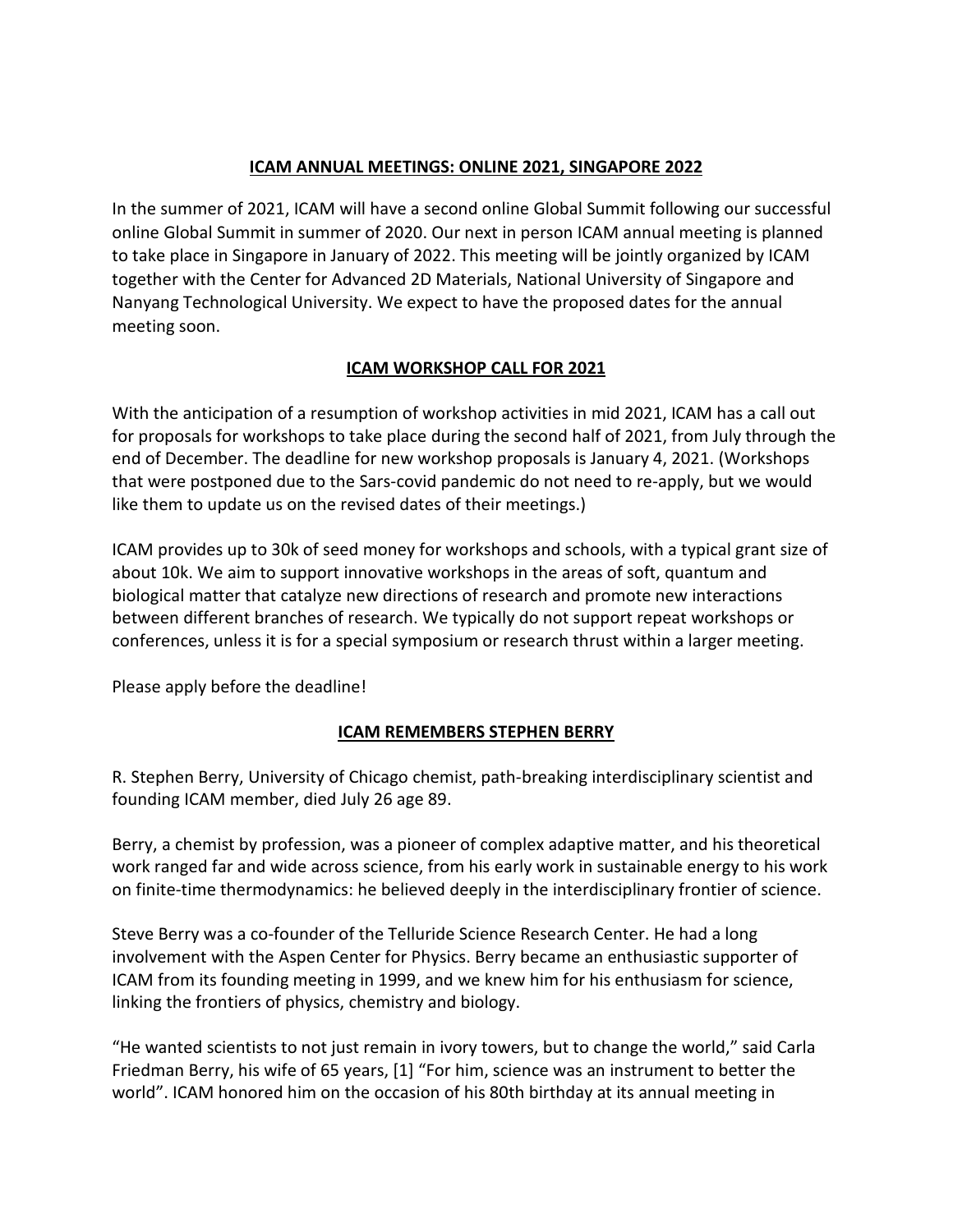## ICAM ANNUAL MEETINGS: ONLINE 2021, SINGAPORE 2022

In the summer of 2021, ICAM will have a second online Global Summit following our successful online Global Summit in summer of 2020. Our next in person ICAM annual meeting is planned to take place in Singapore in January of 2022. This meeting will be jointly organized by ICAM together with the Center for Advanced 2D Materials, National University of Singapore and Nanyang Technological University. We expect to have the proposed dates for the annual meeting soon.

## ICAM WORKSHOP CALL FOR 2021

With the anticipation of a resumption of workshop activities in mid 2021, ICAM has a call out for proposals for workshops to take place during the second half of 2021, from July through the end of December. The deadline for new workshop proposals is January 4, 2021. (Workshops that were postponed due to the Sars-covid pandemic do not need to re-apply, but we would like them to update us on the revised dates of their meetings.)

ICAM provides up to 30k of seed money for workshops and schools, with a typical grant size of about 10k. We aim to support innovative workshops in the areas of soft, quantum and biological matter that catalyze new directions of research and promote new interactions between different branches of research. We typically do not support repeat workshops or conferences, unless it is for a special symposium or research thrust within a larger meeting.

Please apply before the deadline!

## ICAM REMEMBERS STEPHEN BERRY

R. Stephen Berry, University of Chicago chemist, path-breaking interdisciplinary scientist and founding ICAM member, died July 26 age 89.

Berry, a chemist by profession, was a pioneer of complex adaptive matter, and his theoretical work ranged far and wide across science, from his early work in sustainable energy to his work on finite-time thermodynamics: he believed deeply in the interdisciplinary frontier of science.

Steve Berry was a co-founder of the Telluride Science Research Center. He had a long involvement with the Aspen Center for Physics. Berry became an enthusiastic supporter of ICAM from its founding meeting in 1999, and we knew him for his enthusiasm for science, linking the frontiers of physics, chemistry and biology.

"He wanted scientists to not just remain in ivory towers, but to change the world," said Carla Friedman Berry, his wife of 65 years, [1] "For him, science was an instrument to better the world". ICAM honored him on the occasion of his 80th birthday at its annual meeting in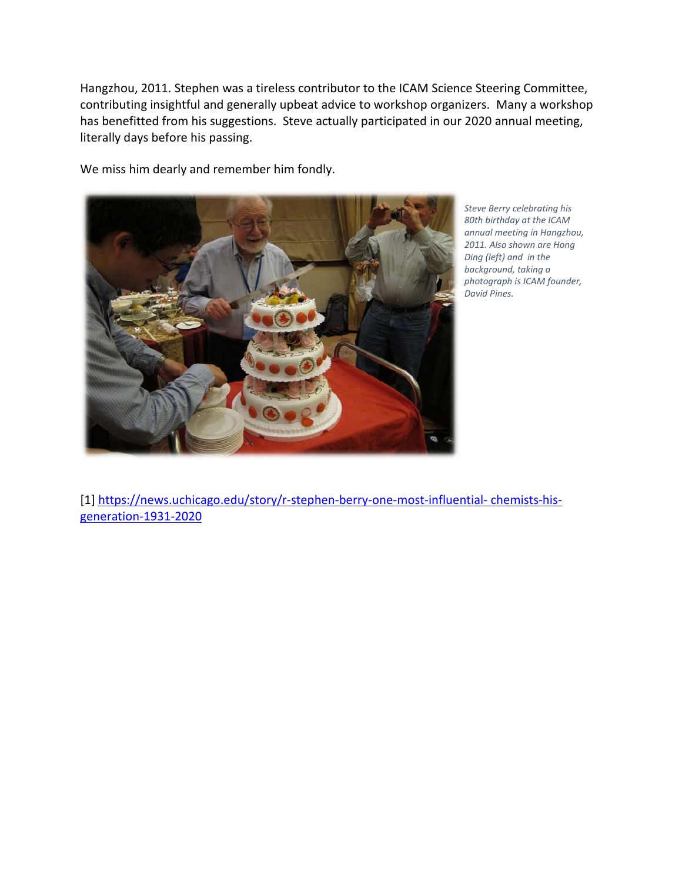Hangzhou, 2011. Stephen was a tireless contributor to the ICAM Science Steering Committee, contributing insightful and generally upbeat advice to workshop organizers. Many a workshop has benefitted from his suggestions. Steve actually participated in our 2020 annual meeting, literally days before his passing.

We miss him dearly and remember him fondly.

*Steve Berry celebrating his 80th birthday at the ICAM annual meeting in Hangzhou, 2011. Also shown are Hong Ding (left) and in the background, taking a photograph is ICAM founder, David Pines.*

[1] [https://news.uchicago.edu/story/r-stephen-berry-one-most-influential- chemists-his-generation-1931-2020](https://news.uchicago.edu/story/r-stephen-berry-one-most-influential-chemists-his-generation-1931-2020)